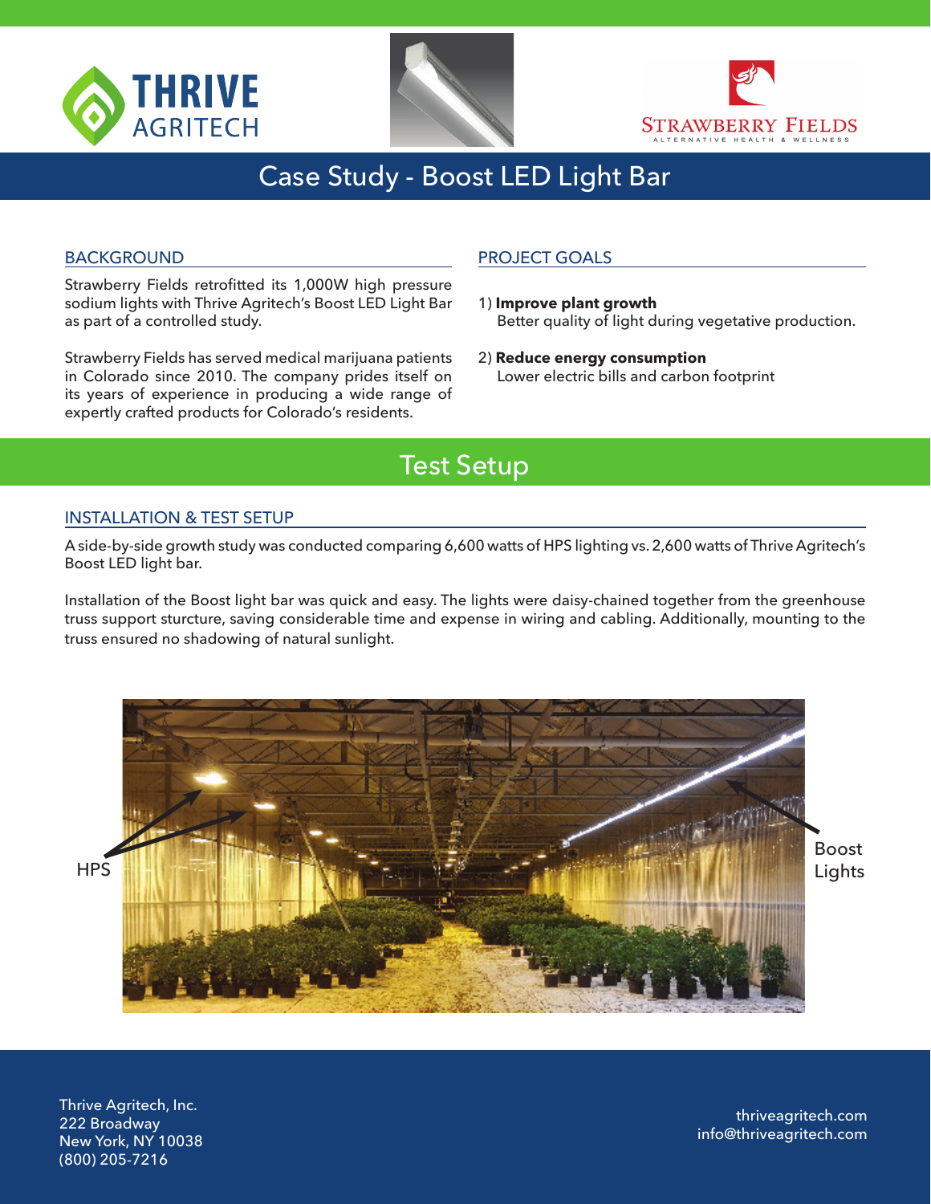# Case Study - Boost LED Light Bar

## BACKGROUND

Strawberry Fields retrofitted its 1,000W high pressure sodium lights with Thrive Agritech's Boost LED Light Bar as part of a controlled study.

Strawberry Fields has served medical marijuana patients in Colorado since 2010. The company prides itself on its years of experience in producing a wide range of expertly crafted products for Colorado's residents.

## PROJECT GOALS

1) **Improve plant growth**
   Better quality of light during vegetative production.

2) **Reduce energy consumption**
   Lower electric bills and carbon footprint

# Test Setup

## INSTALLATION & TEST SETUP

A side-by-side growth study was conducted comparing 6,600 watts of HPS lighting vs. 2,600 watts of Thrive Agritech's Boost LED light bar.

Installation of the Boost light bar was quick and easy. The lights were daisy-chained together from the greenhouse truss support sturcture, saving considerable time and expense in wiring and cabling. Additionally, mounting to the truss ensured no shadowing of natural sunlight.

HPS

Boost Lights

Thrive Agritech, Inc.
222 Broadway
New York, NY 10038
(800) 205-7216

thriveagritech.com
info@thriveagritech.com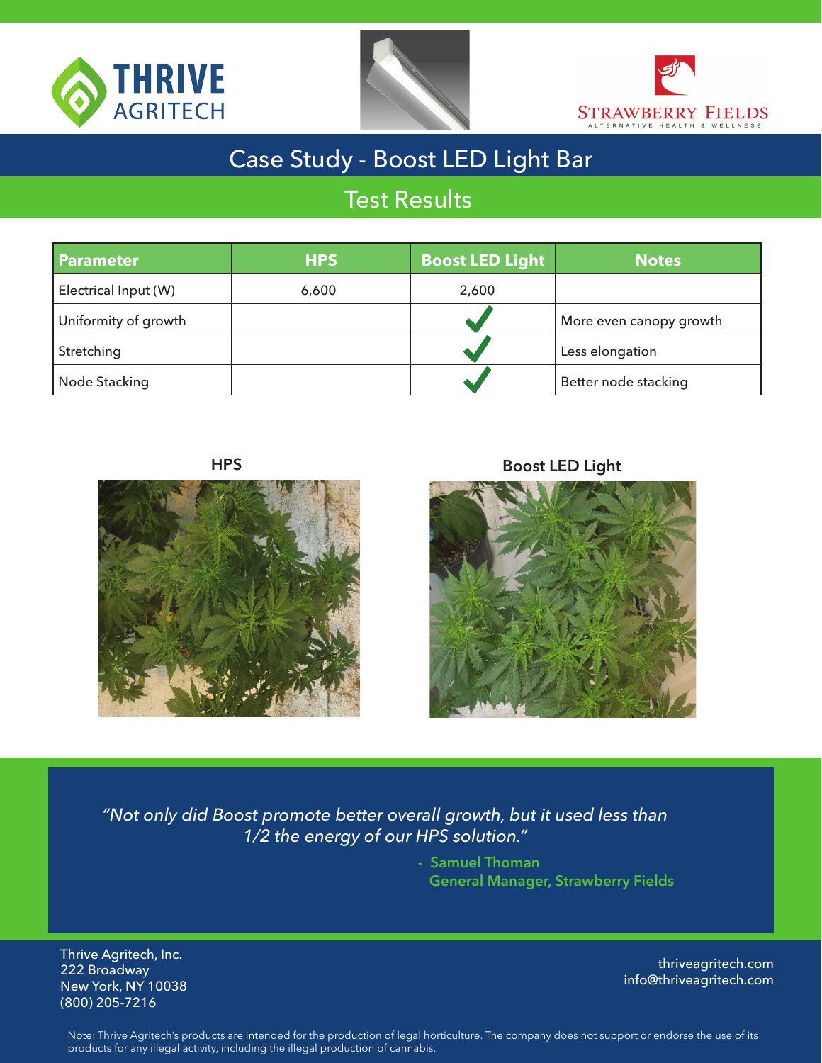# Case Study - Boost LED Light Bar

## Test Results

| Parameter | HPS | Boost LED Light | Notes |
|---|---|---|---|
| Electrical Input (W) | 6,600 | 2,600 | |
| Uniformity of growth | | ✓ | More even canopy growth |
| Stretching | | ✓ | Less elongation |
| Node Stacking | | ✓ | Better node stacking |

**HPS**

**Boost LED Light**

*"Not only did Boost promote better overall growth, but it used less than 1/2 the energy of our HPS solution."*

- Samuel Thoman
  General Manager, Strawberry Fields

Thrive Agritech, Inc.
222 Broadway
New York, NY 10038
(800) 205-7216

thriveagritech.com
info@thriveagritech.com

Note: Thrive Agritech's products are intended for the production of legal horticulture. The company does not support or endorse the use of its products for any illegal activity, including the illegal production of cannabis.